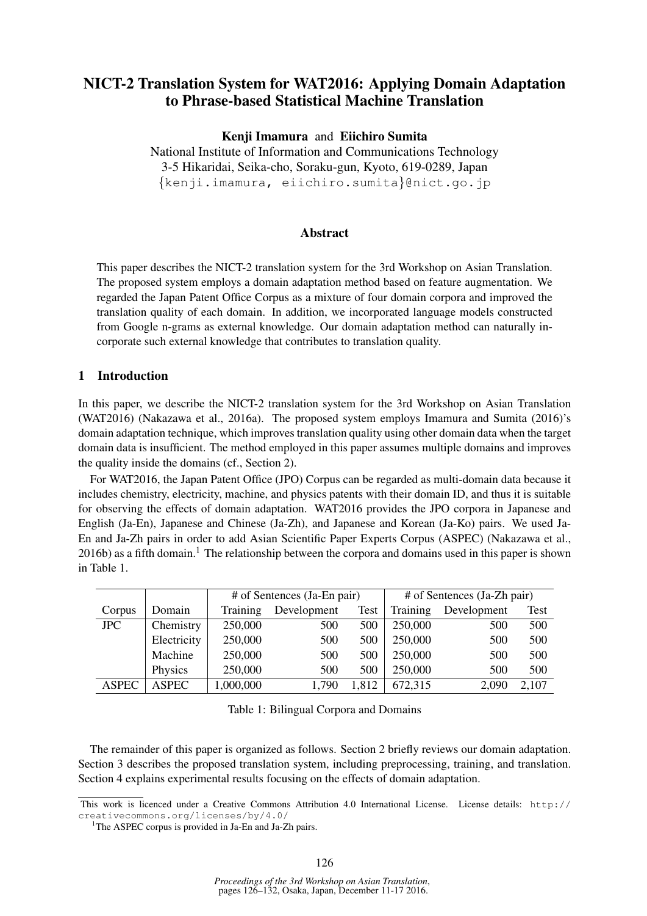# NICT-2 Translation System for WAT2016: Applying Domain Adaptation to Phrase-based Statistical Machine Translation

**Kenji Imamura** and **Eiichiro Sumita**

National Institute of Information and Communications Technology
3-5 Hikaridai, Seika-cho, Soraku-gun, Kyoto, 619-0289, Japan
{kenji.imamura, eiichiro.sumita}@nict.go.jp

## Abstract

This paper describes the NICT-2 translation system for the 3rd Workshop on Asian Translation. The proposed system employs a domain adaptation method based on feature augmentation. We regarded the Japan Patent Office Corpus as a mixture of four domain corpora and improved the translation quality of each domain. In addition, we incorporated language models constructed from Google n-grams as external knowledge. Our domain adaptation method can naturally incorporate such external knowledge that contributes to translation quality.

## 1 Introduction

In this paper, we describe the NICT-2 translation system for the 3rd Workshop on Asian Translation (WAT2016) (Nakazawa et al., 2016a). The proposed system employs Imamura and Sumita (2016)'s domain adaptation technique, which improves translation quality using other domain data when the target domain data is insufficient. The method employed in this paper assumes multiple domains and improves the quality inside the domains (cf., Section 2).

For WAT2016, the Japan Patent Office (JPO) Corpus can be regarded as multi-domain data because it includes chemistry, electricity, machine, and physics patents with their domain ID, and thus it is suitable for observing the effects of domain adaptation. WAT2016 provides the JPO corpora in Japanese and English (Ja-En), Japanese and Chinese (Ja-Zh), and Japanese and Korean (Ja-Ko) pairs. We used Ja-En and Ja-Zh pairs in order to add Asian Scientific Paper Experts Corpus (ASPEC) (Nakazawa et al., 2016b) as a fifth domain.[1] The relationship between the corpora and domains used in this paper is shown in Table 1.

| | | # of Sentences (Ja-En pair) | | | # of Sentences (Ja-Zh pair) | | |
|---|---|---|---|---|---|---|---|
| Corpus | Domain | Training | Development | Test | Training | Development | Test |
| JPC | Chemistry | 250,000 | 500 | 500 | 250,000 | 500 | 500 |
| | Electricity | 250,000 | 500 | 500 | 250,000 | 500 | 500 |
| | Machine | 250,000 | 500 | 500 | 250,000 | 500 | 500 |
| | Physics | 250,000 | 500 | 500 | 250,000 | 500 | 500 |
| ASPEC | ASPEC | 1,000,000 | 1,790 | 1,812 | 672,315 | 2,090 | 2,107 |

Table 1: Bilingual Corpora and Domains

The remainder of this paper is organized as follows. Section 2 briefly reviews our domain adaptation. Section 3 describes the proposed translation system, including preprocessing, training, and translation. Section 4 explains experimental results focusing on the effects of domain adaptation.

This work is licenced under a Creative Commons Attribution 4.0 International License. License details: http://creativecommons.org/licenses/by/4.0/

[1] The ASPEC corpus is provided in Ja-En and Ja-Zh pairs.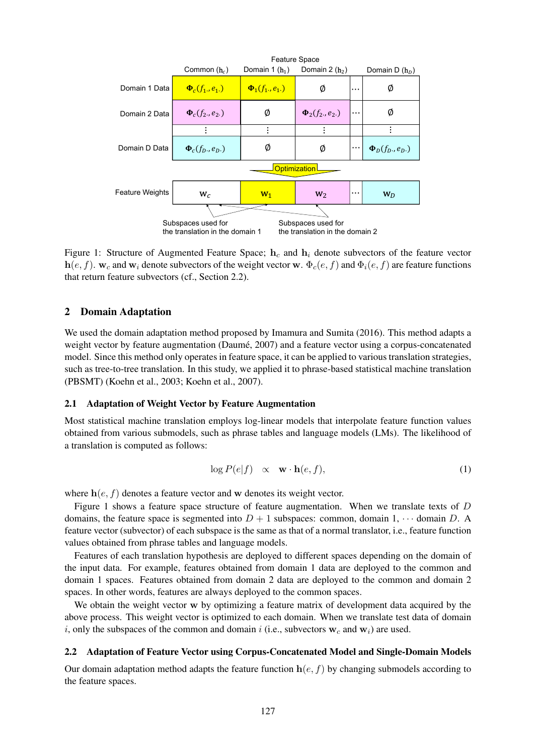Feature Space

| | Common ($\mathbf{h}_c$) | Domain 1 ($\mathbf{h}_1$) | Domain 2 ($\mathbf{h}_2$) | ⋯ | Domain D ($\mathbf{h}_D$) |
|---|---|---|---|---|---|
| Domain 1 Data | $\mathbf{\Phi}_c(f_{1\cdot}, e_{1\cdot})$ | $\mathbf{\Phi}_1(f_{1\cdot}, e_{1\cdot})$ | $\emptyset$ | ⋯ | $\emptyset$ |
| Domain 2 Data | $\mathbf{\Phi}_c(f_{2\cdot}, e_{2\cdot})$ | $\emptyset$ | $\mathbf{\Phi}_2(f_{2\cdot}, e_{2\cdot})$ | ⋯ | $\emptyset$ |
| | ⋮ | ⋮ | ⋮ | | ⋮ |
| Domain D Data | $\mathbf{\Phi}_c(f_{D\cdot}, e_{D\cdot})$ | $\emptyset$ | $\emptyset$ | ⋯ | $\mathbf{\Phi}_D(f_{D\cdot}, e_{D\cdot})$ |

Optimization

| Feature Weights | $\mathbf{w}_c$ | $\mathbf{w}_1$ | $\mathbf{w}_2$ | ⋯ | $\mathbf{w}_D$ |
|---|---|---|---|---|---|

Subspaces used for the translation in the domain 1

Subspaces used for the translation in the domain 2

Figure 1: Structure of Augmented Feature Space; $\mathbf{h}_c$ and $\mathbf{h}_i$ denote subvectors of the feature vector $\mathbf{h}(e, f)$. $\mathbf{w}_c$ and $\mathbf{w}_i$ denote subvectors of the weight vector $\mathbf{w}$. $\Phi_c(e, f)$ and $\Phi_i(e, f)$ are feature functions that return feature subvectors (cf., Section 2.2).

## 2 Domain Adaptation

We used the domain adaptation method proposed by Imamura and Sumita (2016). This method adapts a weight vector by feature augmentation (Daumé, 2007) and a feature vector using a corpus-concatenated model. Since this method only operates in feature space, it can be applied to various translation strategies, such as tree-to-tree translation. In this study, we applied it to phrase-based statistical machine translation (PBSMT) (Koehn et al., 2003; Koehn et al., 2007).

### 2.1 Adaptation of Weight Vector by Feature Augmentation

Most statistical machine translation employs log-linear models that interpolate feature function values obtained from various submodels, such as phrase tables and language models (LMs). The likelihood of a translation is computed as follows:

$$\log P(e|f) \quad \propto \quad \mathbf{w} \cdot \mathbf{h}(e, f), \tag{1}$$

where $\mathbf{h}(e, f)$ denotes a feature vector and $\mathbf{w}$ denotes its weight vector.

Figure 1 shows a feature space structure of feature augmentation. When we translate texts of $D$ domains, the feature space is segmented into $D + 1$ subspaces: common, domain 1, $\cdots$ domain $D$. A feature vector (subvector) of each subspace is the same as that of a normal translator, i.e., feature function values obtained from phrase tables and language models.

Features of each translation hypothesis are deployed to different spaces depending on the domain of the input data. For example, features obtained from domain 1 data are deployed to the common and domain 1 spaces. Features obtained from domain 2 data are deployed to the common and domain 2 spaces. In other words, features are always deployed to the common spaces.

We obtain the weight vector $\mathbf{w}$ by optimizing a feature matrix of development data acquired by the above process. This weight vector is optimized to each domain. When we translate test data of domain $i$, only the subspaces of the common and domain $i$ (i.e., subvectors $\mathbf{w}_c$ and $\mathbf{w}_i$) are used.

### 2.2 Adaptation of Feature Vector using Corpus-Concatenated Model and Single-Domain Models

Our domain adaptation method adapts the feature function $\mathbf{h}(e, f)$ by changing submodels according to the feature spaces.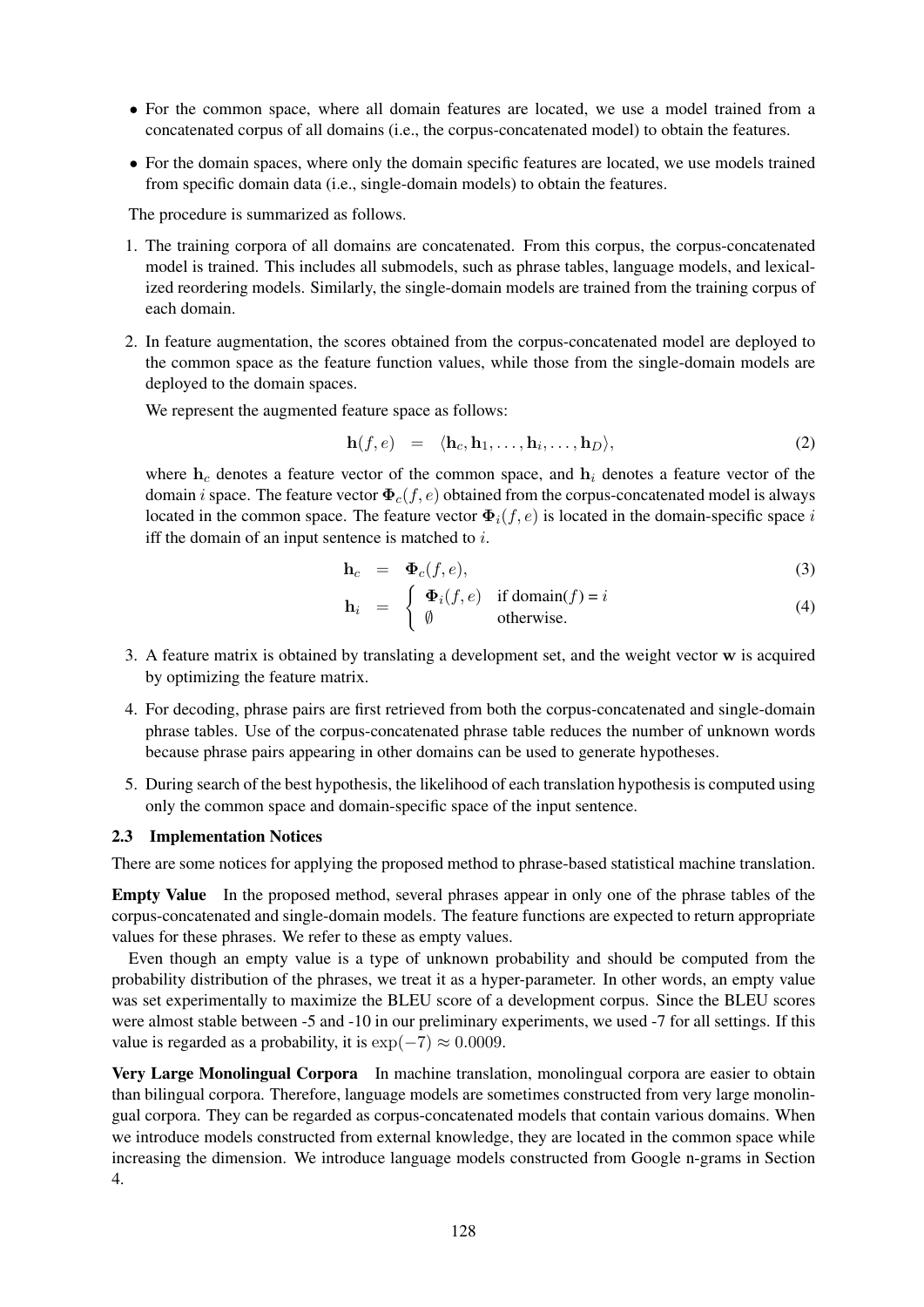- For the common space, where all domain features are located, we use a model trained from a concatenated corpus of all domains (i.e., the corpus-concatenated model) to obtain the features.
- For the domain spaces, where only the domain specific features are located, we use models trained from specific domain data (i.e., single-domain models) to obtain the features.

The procedure is summarized as follows.

1. The training corpora of all domains are concatenated. From this corpus, the corpus-concatenated model is trained. This includes all submodels, such as phrase tables, language models, and lexicalized reordering models. Similarly, the single-domain models are trained from the training corpus of each domain.

2. In feature augmentation, the scores obtained from the corpus-concatenated model are deployed to the common space as the feature function values, while those from the single-domain models are deployed to the domain spaces.

   We represent the augmented feature space as follows:

$$\mathbf{h}(f, e) \quad = \quad \langle \mathbf{h}_c, \mathbf{h}_1, \ldots, \mathbf{h}_i, \ldots, \mathbf{h}_D \rangle, \tag{2}$$

   where $\mathbf{h}_c$ denotes a feature vector of the common space, and $\mathbf{h}_i$ denotes a feature vector of the domain $i$ space. The feature vector $\mathbf{\Phi}_c(f, e)$ obtained from the corpus-concatenated model is always located in the common space. The feature vector $\mathbf{\Phi}_i(f, e)$ is located in the domain-specific space $i$ iff the domain of an input sentence is matched to $i$.

$$\mathbf{h}_c \quad = \quad \mathbf{\Phi}_c(f, e), \tag{3}$$

$$\mathbf{h}_i \quad = \quad \begin{cases} \mathbf{\Phi}_i(f, e) & \text{if domain}(f) = i \\ \emptyset & \text{otherwise.} \end{cases} \tag{4}$$

3. A feature matrix is obtained by translating a development set, and the weight vector $\mathbf{w}$ is acquired by optimizing the feature matrix.

4. For decoding, phrase pairs are first retrieved from both the corpus-concatenated and single-domain phrase tables. Use of the corpus-concatenated phrase table reduces the number of unknown words because phrase pairs appearing in other domains can be used to generate hypotheses.

5. During search of the best hypothesis, the likelihood of each translation hypothesis is computed using only the common space and domain-specific space of the input sentence.

### 2.3 Implementation Notices

There are some notices for applying the proposed method to phrase-based statistical machine translation.

**Empty Value** In the proposed method, several phrases appear in only one of the phrase tables of the corpus-concatenated and single-domain models. The feature functions are expected to return appropriate values for these phrases. We refer to these as empty values.

Even though an empty value is a type of unknown probability and should be computed from the probability distribution of the phrases, we treat it as a hyper-parameter. In other words, an empty value was set experimentally to maximize the BLEU score of a development corpus. Since the BLEU scores were almost stable between -5 and -10 in our preliminary experiments, we used -7 for all settings. If this value is regarded as a probability, it is $\exp(-7) \approx 0.0009$.

**Very Large Monolingual Corpora** In machine translation, monolingual corpora are easier to obtain than bilingual corpora. Therefore, language models are sometimes constructed from very large monolingual corpora. They can be regarded as corpus-concatenated models that contain various domains. When we introduce models constructed from external knowledge, they are located in the common space while increasing the dimension. We introduce language models constructed from Google n-grams in Section 4.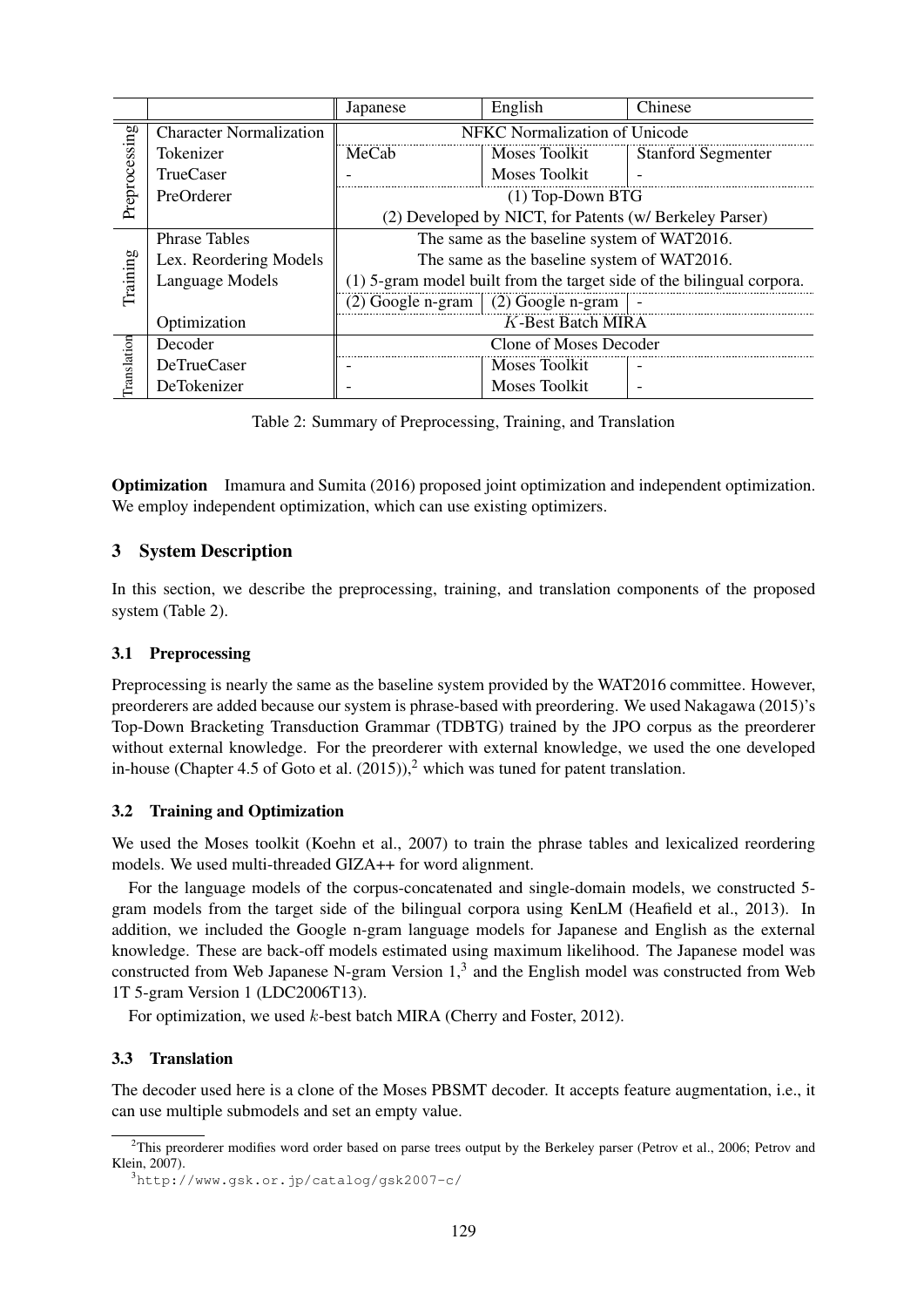| | | Japanese | English | Chinese |
|---|---|---|---|---|
| Preprocessing | Character Normalization | NFKC Normalization of Unicode | | |
| | Tokenizer | MeCab | Moses Toolkit | Stanford Segmenter |
| | TrueCaser | - | Moses Toolkit | - |
| | PreOrderer | (1) Top-Down BTG | | |
| | | (2) Developed by NICT, for Patents (w/ Berkeley Parser) | | |
| Training | Phrase Tables | The same as the baseline system of WAT2016. | | |
| | Lex. Reordering Models | The same as the baseline system of WAT2016. | | |
| | Language Models | (1) 5-gram model built from the target side of the bilingual corpora. | | |
| | | (2) Google n-gram | (2) Google n-gram | - |
| | Optimization | $K$-Best Batch MIRA | | |
| Translation | Decoder | Clone of Moses Decoder | | |
| | DeTrueCaser | - | Moses Toolkit | - |
| | DeTokenizer | - | Moses Toolkit | - |

Table 2: Summary of Preprocessing, Training, and Translation

**Optimization** Imamura and Sumita (2016) proposed joint optimization and independent optimization. We employ independent optimization, which can use existing optimizers.

## 3 System Description

In this section, we describe the preprocessing, training, and translation components of the proposed system (Table 2).

### 3.1 Preprocessing

Preprocessing is nearly the same as the baseline system provided by the WAT2016 committee. However, preorderers are added because our system is phrase-based with preordering. We used Nakagawa (2015)'s Top-Down Bracketing Transduction Grammar (TDBTG) trained by the JPO corpus as the preorderer without external knowledge. For the preorderer with external knowledge, we used the one developed in-house (Chapter 4.5 of Goto et al. (2015)),[2] which was tuned for patent translation.

### 3.2 Training and Optimization

We used the Moses toolkit (Koehn et al., 2007) to train the phrase tables and lexicalized reordering models. We used multi-threaded GIZA++ for word alignment.

For the language models of the corpus-concatenated and single-domain models, we constructed 5-gram models from the target side of the bilingual corpora using KenLM (Heafield et al., 2013). In addition, we included the Google n-gram language models for Japanese and English as the external knowledge. These are back-off models estimated using maximum likelihood. The Japanese model was constructed from Web Japanese N-gram Version 1,[3] and the English model was constructed from Web 1T 5-gram Version 1 (LDC2006T13).

For optimization, we used $k$-best batch MIRA (Cherry and Foster, 2012).

### 3.3 Translation

The decoder used here is a clone of the Moses PBSMT decoder. It accepts feature augmentation, i.e., it can use multiple submodels and set an empty value.

[2] This preorderer modifies word order based on parse trees output by the Berkeley parser (Petrov et al., 2006; Petrov and Klein, 2007).

[3] http://www.gsk.or.jp/catalog/gsk2007-c/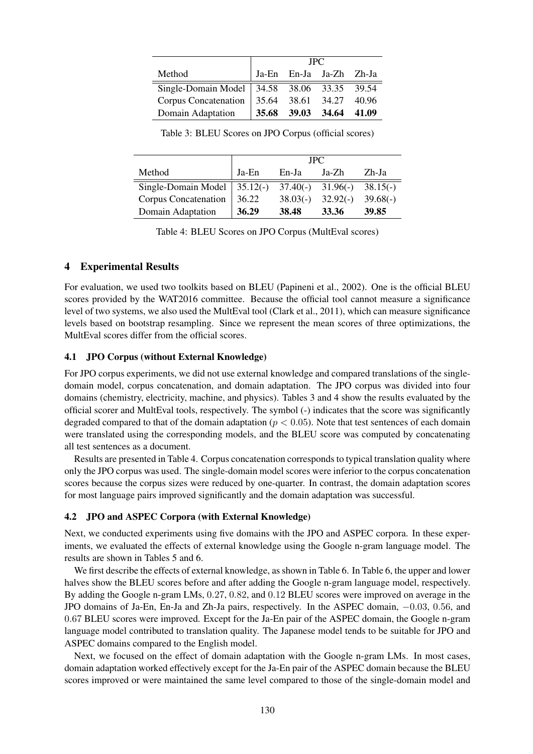| Method | JPC | | | |
|---|---|---|---|---|
| | Ja-En | En-Ja | Ja-Zh | Zh-Ja |
| Single-Domain Model | 34.58 | 38.06 | 33.35 | 39.54 |
| Corpus Concatenation | 35.64 | 38.61 | 34.27 | 40.96 |
| Domain Adaptation | **35.68** | **39.03** | **34.64** | **41.09** |

Table 3: BLEU Scores on JPO Corpus (official scores)

| Method | JPC | | | |
|---|---|---|---|---|
| | Ja-En | En-Ja | Ja-Zh | Zh-Ja |
| Single-Domain Model | 35.12(-) | 37.40(-) | 31.96(-) | 38.15(-) |
| Corpus Concatenation | 36.22 | 38.03(-) | 32.92(-) | 39.68(-) |
| Domain Adaptation | **36.29** | **38.48** | **33.36** | **39.85** |

Table 4: BLEU Scores on JPO Corpus (MultEval scores)

## 4 Experimental Results

For evaluation, we used two toolkits based on BLEU (Papineni et al., 2002). One is the official BLEU scores provided by the WAT2016 committee. Because the official tool cannot measure a significance level of two systems, we also used the MultEval tool (Clark et al., 2011), which can measure significance levels based on bootstrap resampling. Since we represent the mean scores of three optimizations, the MultEval scores differ from the official scores.

### 4.1 JPO Corpus (without External Knowledge)

For JPO corpus experiments, we did not use external knowledge and compared translations of the single-domain model, corpus concatenation, and domain adaptation. The JPO corpus was divided into four domains (chemistry, electricity, machine, and physics). Tables 3 and 4 show the results evaluated by the official scorer and MultEval tools, respectively. The symbol (-) indicates that the score was significantly degraded compared to that of the domain adaptation ($p < 0.05$). Note that test sentences of each domain were translated using the corresponding models, and the BLEU score was computed by concatenating all test sentences as a document.

Results are presented in Table 4. Corpus concatenation corresponds to typical translation quality where only the JPO corpus was used. The single-domain model scores were inferior to the corpus concatenation scores because the corpus sizes were reduced by one-quarter. In contrast, the domain adaptation scores for most language pairs improved significantly and the domain adaptation was successful.

### 4.2 JPO and ASPEC Corpora (with External Knowledge)

Next, we conducted experiments using five domains with the JPO and ASPEC corpora. In these experiments, we evaluated the effects of external knowledge using the Google n-gram language model. The results are shown in Tables 5 and 6.

We first describe the effects of external knowledge, as shown in Table 6. In Table 6, the upper and lower halves show the BLEU scores before and after adding the Google n-gram language model, respectively. By adding the Google n-gram LMs, $0.27$, $0.82$, and $0.12$ BLEU scores were improved on average in the JPO domains of Ja-En, En-Ja and Zh-Ja pairs, respectively. In the ASPEC domain, $-0.03$, $0.56$, and $0.67$ BLEU scores were improved. Except for the Ja-En pair of the ASPEC domain, the Google n-gram language model contributed to translation quality. The Japanese model tends to be suitable for JPO and ASPEC domains compared to the English model.

Next, we focused on the effect of domain adaptation with the Google n-gram LMs. In most cases, domain adaptation worked effectively except for the Ja-En pair of the ASPEC domain because the BLEU scores improved or were maintained the same level compared to those of the single-domain model and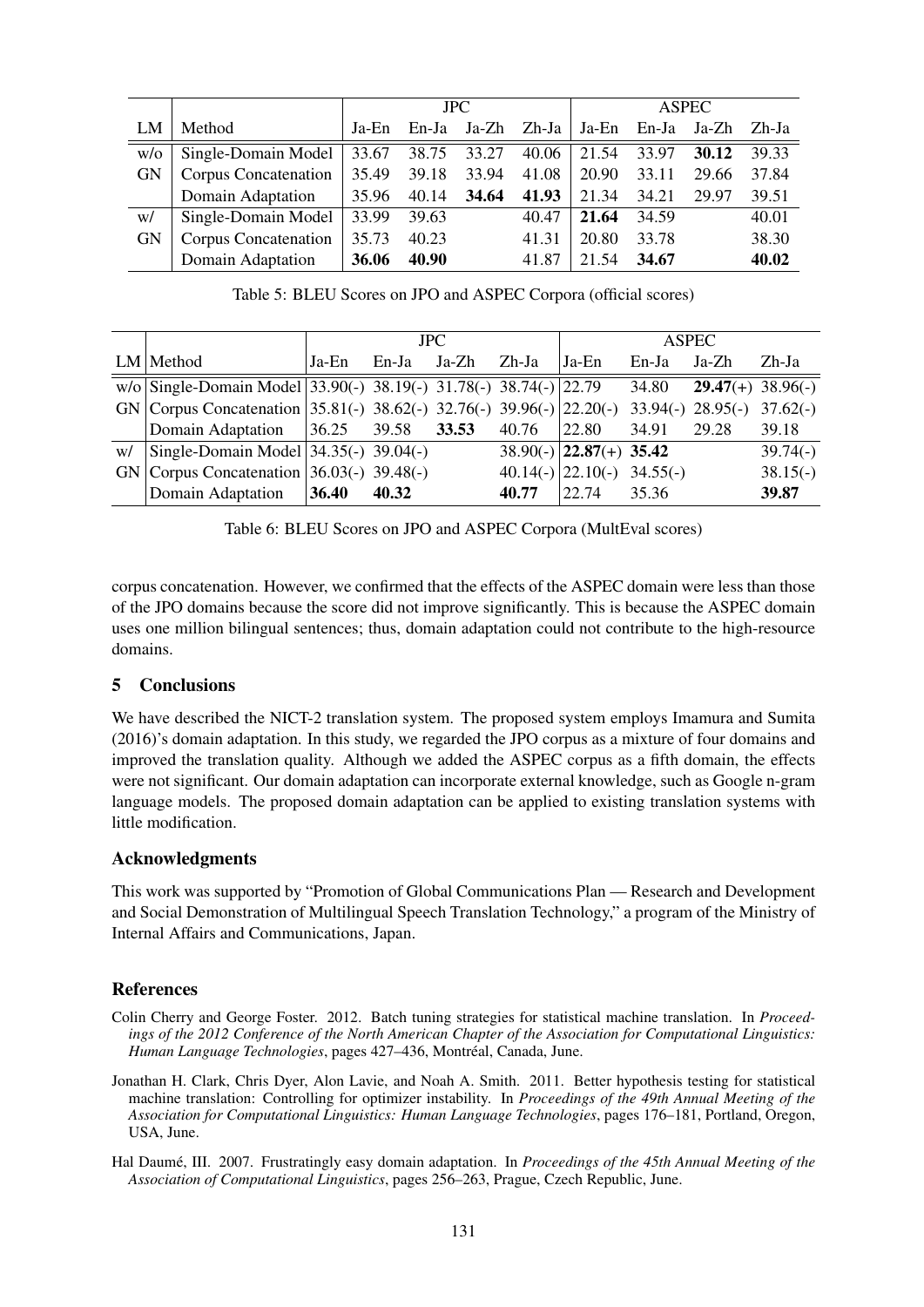| LM | Method | JPC | | | | ASPEC | | | |
|---|---|---|---|---|---|---|---|---|---|
| | | Ja-En | En-Ja | Ja-Zh | Zh-Ja | Ja-En | En-Ja | Ja-Zh | Zh-Ja |
| w/o | Single-Domain Model | 33.67 | 38.75 | 33.27 | 40.06 | 21.54 | 33.97 | **30.12** | 39.33 |
| GN | Corpus Concatenation | 35.49 | 39.18 | 33.94 | 41.08 | 20.90 | 33.11 | 29.66 | 37.84 |
| | Domain Adaptation | 35.96 | 40.14 | **34.64** | **41.93** | 21.34 | 34.21 | 29.97 | 39.51 |
| w/ | Single-Domain Model | 33.99 | 39.63 | | 40.47 | **21.64** | 34.59 | | 40.01 |
| GN | Corpus Concatenation | 35.73 | 40.23 | | 41.31 | 20.80 | 33.78 | | 38.30 |
| | Domain Adaptation | **36.06** | **40.90** | | 41.87 | 21.54 | **34.67** | | **40.02** |

Table 5: BLEU Scores on JPO and ASPEC Corpora (official scores)

| LM | Method | JPC | | | | ASPEC | | | |
|---|---|---|---|---|---|---|---|---|---|
| | | Ja-En | En-Ja | Ja-Zh | Zh-Ja | Ja-En | En-Ja | Ja-Zh | Zh-Ja |
| w/o | Single-Domain Model | 33.90(-) | 38.19(-) | 31.78(-) | 38.74(-) | 22.79 | 34.80 | **29.47**(+) | 38.96(-) |
| GN | Corpus Concatenation | 35.81(-) | 38.62(-) | 32.76(-) | 39.96(-) | 22.20(-) | 33.94(-) | 28.95(-) | 37.62(-) |
| | Domain Adaptation | 36.25 | 39.58 | **33.53** | 40.76 | 22.80 | 34.91 | 29.28 | 39.18 |
| w/ | Single-Domain Model | 34.35(-) | 39.04(-) | | 38.90(-) | **22.87**(+) | **35.42** | | 39.74(-) |
| GN | Corpus Concatenation | 36.03(-) | 39.48(-) | | 40.14(-) | 22.10(-) | 34.55(-) | | 38.15(-) |
| | Domain Adaptation | **36.40** | **40.32** | | **40.77** | 22.74 | 35.36 | | **39.87** |

Table 6: BLEU Scores on JPO and ASPEC Corpora (MultEval scores)

corpus concatenation. However, we confirmed that the effects of the ASPEC domain were less than those of the JPO domains because the score did not improve significantly. This is because the ASPEC domain uses one million bilingual sentences; thus, domain adaptation could not contribute to the high-resource domains.

## 5 Conclusions

We have described the NICT-2 translation system. The proposed system employs Imamura and Sumita (2016)'s domain adaptation. In this study, we regarded the JPO corpus as a mixture of four domains and improved the translation quality. Although we added the ASPEC corpus as a fifth domain, the effects were not significant. Our domain adaptation can incorporate external knowledge, such as Google n-gram language models. The proposed domain adaptation can be applied to existing translation systems with little modification.

### Acknowledgments

This work was supported by "Promotion of Global Communications Plan — Research and Development and Social Demonstration of Multilingual Speech Translation Technology," a program of the Ministry of Internal Affairs and Communications, Japan.

### References

Colin Cherry and George Foster. 2012. Batch tuning strategies for statistical machine translation. In *Proceedings of the 2012 Conference of the North American Chapter of the Association for Computational Linguistics: Human Language Technologies*, pages 427–436, Montréal, Canada, June.

Jonathan H. Clark, Chris Dyer, Alon Lavie, and Noah A. Smith. 2011. Better hypothesis testing for statistical machine translation: Controlling for optimizer instability. In *Proceedings of the 49th Annual Meeting of the Association for Computational Linguistics: Human Language Technologies*, pages 176–181, Portland, Oregon, USA, June.

Hal Daumé, III. 2007. Frustratingly easy domain adaptation. In *Proceedings of the 45th Annual Meeting of the Association of Computational Linguistics*, pages 256–263, Prague, Czech Republic, June.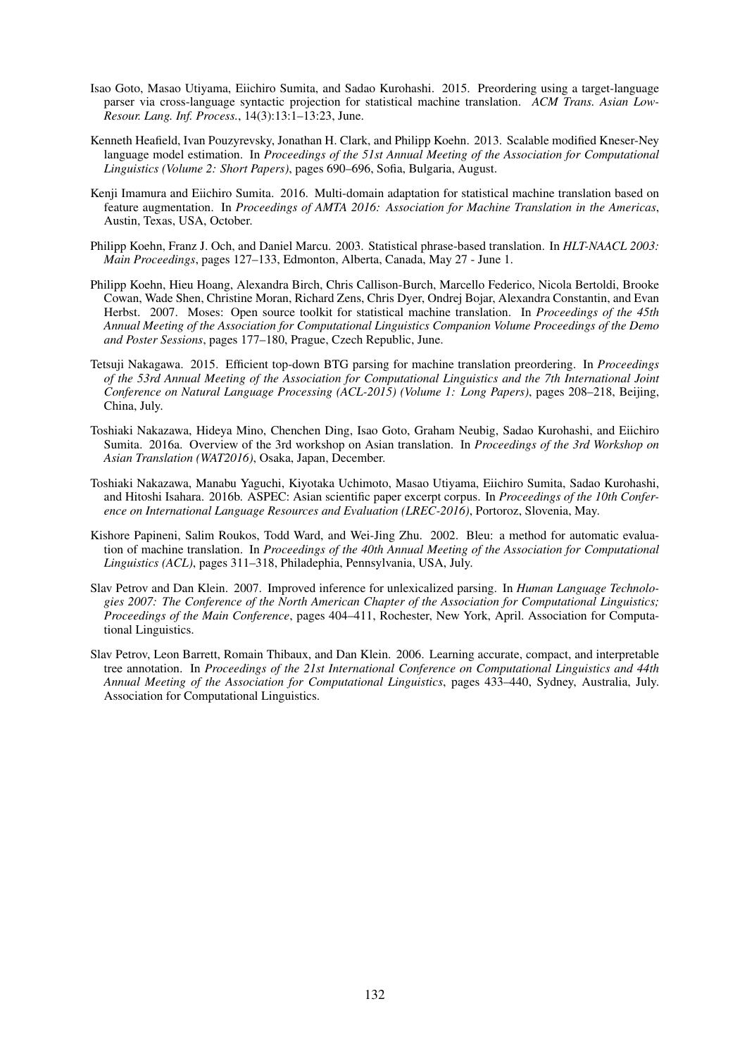Isao Goto, Masao Utiyama, Eiichiro Sumita, and Sadao Kurohashi. 2015. Preordering using a target-language parser via cross-language syntactic projection for statistical machine translation. *ACM Trans. Asian Low-Resour. Lang. Inf. Process.*, 14(3):13:1–13:23, June.

Kenneth Heafield, Ivan Pouzyrevsky, Jonathan H. Clark, and Philipp Koehn. 2013. Scalable modified Kneser-Ney language model estimation. In *Proceedings of the 51st Annual Meeting of the Association for Computational Linguistics (Volume 2: Short Papers)*, pages 690–696, Sofia, Bulgaria, August.

Kenji Imamura and Eiichiro Sumita. 2016. Multi-domain adaptation for statistical machine translation based on feature augmentation. In *Proceedings of AMTA 2016: Association for Machine Translation in the Americas*, Austin, Texas, USA, October.

Philipp Koehn, Franz J. Och, and Daniel Marcu. 2003. Statistical phrase-based translation. In *HLT-NAACL 2003: Main Proceedings*, pages 127–133, Edmonton, Alberta, Canada, May 27 - June 1.

Philipp Koehn, Hieu Hoang, Alexandra Birch, Chris Callison-Burch, Marcello Federico, Nicola Bertoldi, Brooke Cowan, Wade Shen, Christine Moran, Richard Zens, Chris Dyer, Ondrej Bojar, Alexandra Constantin, and Evan Herbst. 2007. Moses: Open source toolkit for statistical machine translation. In *Proceedings of the 45th Annual Meeting of the Association for Computational Linguistics Companion Volume Proceedings of the Demo and Poster Sessions*, pages 177–180, Prague, Czech Republic, June.

Tetsuji Nakagawa. 2015. Efficient top-down BTG parsing for machine translation preordering. In *Proceedings of the 53rd Annual Meeting of the Association for Computational Linguistics and the 7th International Joint Conference on Natural Language Processing (ACL-2015) (Volume 1: Long Papers)*, pages 208–218, Beijing, China, July.

Toshiaki Nakazawa, Hideya Mino, Chenchen Ding, Isao Goto, Graham Neubig, Sadao Kurohashi, and Eiichiro Sumita. 2016a. Overview of the 3rd workshop on Asian translation. In *Proceedings of the 3rd Workshop on Asian Translation (WAT2016)*, Osaka, Japan, December.

Toshiaki Nakazawa, Manabu Yaguchi, Kiyotaka Uchimoto, Masao Utiyama, Eiichiro Sumita, Sadao Kurohashi, and Hitoshi Isahara. 2016b. ASPEC: Asian scientific paper excerpt corpus. In *Proceedings of the 10th Conference on International Language Resources and Evaluation (LREC-2016)*, Portoroz, Slovenia, May.

Kishore Papineni, Salim Roukos, Todd Ward, and Wei-Jing Zhu. 2002. Bleu: a method for automatic evaluation of machine translation. In *Proceedings of the 40th Annual Meeting of the Association for Computational Linguistics (ACL)*, pages 311–318, Philadephia, Pennsylvania, USA, July.

Slav Petrov and Dan Klein. 2007. Improved inference for unlexicalized parsing. In *Human Language Technologies 2007: The Conference of the North American Chapter of the Association for Computational Linguistics; Proceedings of the Main Conference*, pages 404–411, Rochester, New York, April. Association for Computational Linguistics.

Slav Petrov, Leon Barrett, Romain Thibaux, and Dan Klein. 2006. Learning accurate, compact, and interpretable tree annotation. In *Proceedings of the 21st International Conference on Computational Linguistics and 44th Annual Meeting of the Association for Computational Linguistics*, pages 433–440, Sydney, Australia, July. Association for Computational Linguistics.